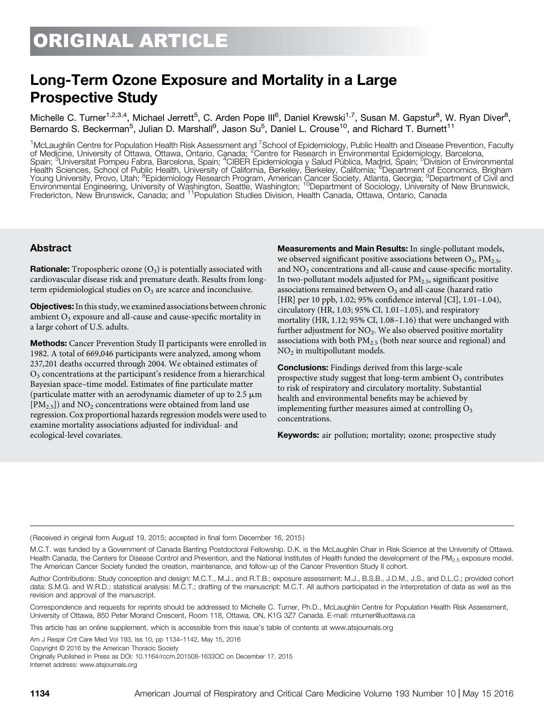ORIGINAL ARTICLE

# Long-Term Ozone Exposure and Mortality in a Large Prospective Study

Michelle C. Turner[1,2,3,4], Michael Jerrett[5], C. Arden Pope III[6], Daniel Krewski[1,7], Susan M. Gapstur[8], W. Ryan Diver[8], Bernardo S. Beckerman[5], Julian D. Marshall[9], Jason Su[5], Daniel L. Crouse[10], and Richard T. Burnett[11]

[1]McLaughlin Centre for Population Health Risk Assessment and [7]School of Epidemiology, Public Health and Disease Prevention, Faculty of Medicine, University of Ottawa, Ottawa, Ontario, Canada; [2]Centre for Research in Environmental Epidemiology, Barcelona, Spain; [3]Universitat Pompeu Fabra, Barcelona, Spain; [4]CIBER Epidemiología y Salud Pública, Madrid, Spain; [5]Division of Environmental Health Sciences, School of Public Health, University of California, Berkeley, Berkeley, California; [6]Department of Economics, Brigham Young University, Provo, Utah; [8]Epidemiology Research Program, American Cancer Society, Atlanta, Georgia; [9]Department of Civil and Environmental Engineering, University of Washington, Seattle, Washington; [10]Department of Sociology, University of New Brunswick, Fredericton, New Brunswick, Canada; and [11]Population Studies Division, Health Canada, Ottawa, Ontario, Canada

## Abstract

**Rationale:** Tropospheric ozone ($O_3$) is potentially associated with cardiovascular disease risk and premature death. Results from long-term epidemiological studies on $O_3$ are scarce and inconclusive.

**Objectives:** In this study, we examined associations between chronic ambient $O_3$ exposure and all-cause and cause-specific mortality in a large cohort of U.S. adults.

**Methods:** Cancer Prevention Study II participants were enrolled in 1982. A total of 669,046 participants were analyzed, among whom 237,201 deaths occurred through 2004. We obtained estimates of $O_3$ concentrations at the participant's residence from a hierarchical Bayesian space–time model. Estimates of fine particulate matter (particulate matter with an aerodynamic diameter of up to 2.5 μm [$PM_{2.5}$]) and $NO_2$ concentrations were obtained from land use regression. Cox proportional hazards regression models were used to examine mortality associations adjusted for individual- and ecological-level covariates.

**Measurements and Main Results:** In single-pollutant models, we observed significant positive associations between $O_3$, $PM_{2.5}$, and $NO_2$ concentrations and all-cause and cause-specific mortality. In two-pollutant models adjusted for $PM_{2.5}$, significant positive associations remained between $O_3$ and all-cause (hazard ratio [HR] per 10 ppb, 1.02; 95% confidence interval [CI], 1.01–1.04), circulatory (HR, 1.03; 95% CI, 1.01–1.05), and respiratory mortality (HR, 1.12; 95% CI, 1.08–1.16) that were unchanged with further adjustment for $NO_2$. We also observed positive mortality associations with both $PM_{2.5}$ (both near source and regional) and $NO_2$ in multipollutant models.

**Conclusions:** Findings derived from this large-scale prospective study suggest that long-term ambient $O_3$ contributes to risk of respiratory and circulatory mortality. Substantial health and environmental benefits may be achieved by implementing further measures aimed at controlling $O_3$ concentrations.

**Keywords:** air pollution; mortality; ozone; prospective study

(Received in original form August 19, 2015; accepted in final form December 16, 2015)

M.C.T. was funded by a Government of Canada Banting Postdoctoral Fellowship. D.K. is the McLaughlin Chair in Risk Science at the University of Ottawa. Health Canada, the Centers for Disease Control and Prevention, and the National Institutes of Health funded the development of the $PM_{2.5}$ exposure model. The American Cancer Society funded the creation, maintenance, and follow-up of the Cancer Prevention Study II cohort.

Author Contributions: Study conception and design: M.C.T., M.J., and R.T.B.; exposure assessment: M.J., B.S.B., J.D.M., J.S., and D.L.C.; provided cohort data: S.M.G. and W.R.D.; statistical analysis: M.C.T.; drafting of the manuscript: M.C.T. All authors participated in the interpretation of data as well as the revision and approval of the manuscript.

Correspondence and requests for reprints should be addressed to Michelle C. Turner, Ph.D., McLaughlin Centre for Population Health Risk Assessment, University of Ottawa, 850 Peter Morand Crescent, Room 118, Ottawa, ON, K1G 3Z7 Canada. E-mail: mturner@uottawa.ca

This article has an online supplement, which is accessible from this issue's table of contents at www.atsjournals.org

Am J Respir Crit Care Med Vol 193, Iss 10, pp 1134–1142, May 15, 2016

Copyright © 2016 by the American Thoracic Society

Originally Published in Press as DOI: 10.1164/rccm.201508-1633OC on December 17, 2015

Internet address: www.atsjournals.org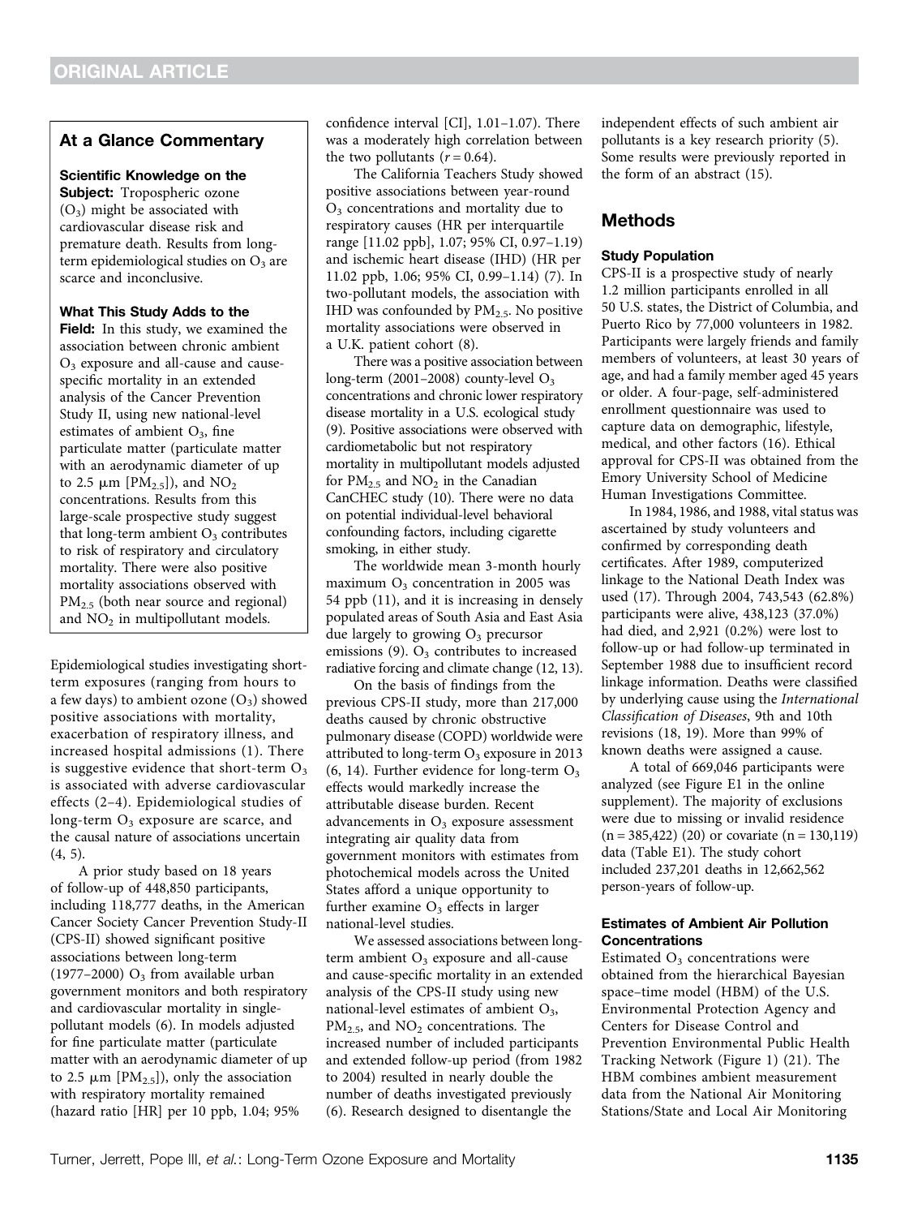## At a Glance Commentary

**Scientific Knowledge on the Subject:** Tropospheric ozone ($O_3$) might be associated with cardiovascular disease risk and premature death. Results from long-term epidemiological studies on $O_3$ are scarce and inconclusive.

**What This Study Adds to the Field:** In this study, we examined the association between chronic ambient $O_3$ exposure and all-cause and cause-specific mortality in an extended analysis of the Cancer Prevention Study II, using new national-level estimates of ambient $O_3$, fine particulate matter (particulate matter with an aerodynamic diameter of up to 2.5 μm [$PM_{2.5}$]), and $NO_2$ concentrations. Results from this large-scale prospective study suggest that long-term ambient $O_3$ contributes to risk of respiratory and circulatory mortality. There were also positive mortality associations observed with $PM_{2.5}$ (both near source and regional) and $NO_2$ in multipollutant models.

Epidemiological studies investigating short-term exposures (ranging from hours to a few days) to ambient ozone ($O_3$) showed positive associations with mortality, exacerbation of respiratory illness, and increased hospital admissions (1). There is suggestive evidence that short-term $O_3$ is associated with adverse cardiovascular effects (2–4). Epidemiological studies of long-term $O_3$ exposure are scarce, and the causal nature of associations uncertain (4, 5).

A prior study based on 18 years of follow-up of 448,850 participants, including 118,777 deaths, in the American Cancer Society Cancer Prevention Study-II (CPS-II) showed significant positive associations between long-term (1977–2000) $O_3$ from available urban government monitors and both respiratory and cardiovascular mortality in single-pollutant models (6). In models adjusted for fine particulate matter (particulate matter with an aerodynamic diameter of up to 2.5 μm [$PM_{2.5}$]), only the association with respiratory mortality remained (hazard ratio [HR] per 10 ppb, 1.04; 95% confidence interval [CI], 1.01–1.07). There was a moderately high correlation between the two pollutants ($r = 0.64$).

The California Teachers Study showed positive associations between year-round $O_3$ concentrations and mortality due to respiratory causes (HR per interquartile range [11.02 ppb], 1.07; 95% CI, 0.97–1.19) and ischemic heart disease (IHD) (HR per 11.02 ppb, 1.06; 95% CI, 0.99–1.14) (7). In two-pollutant models, the association with IHD was confounded by $PM_{2.5}$. No positive mortality associations were observed in a U.K. patient cohort (8).

There was a positive association between long-term (2001–2008) county-level $O_3$ concentrations and chronic lower respiratory disease mortality in a U.S. ecological study (9). Positive associations were observed with cardiometabolic but not respiratory mortality in multipollutant models adjusted for $PM_{2.5}$ and $NO_2$ in the Canadian CanCHEC study (10). There were no data on potential individual-level behavioral confounding factors, including cigarette smoking, in either study.

The worldwide mean 3-month hourly maximum $O_3$ concentration in 2005 was 54 ppb (11), and it is increasing in densely populated areas of South Asia and East Asia due largely to growing $O_3$ precursor emissions (9). $O_3$ contributes to increased radiative forcing and climate change (12, 13).

On the basis of findings from the previous CPS-II study, more than 217,000 deaths caused by chronic obstructive pulmonary disease (COPD) worldwide were attributed to long-term $O_3$ exposure in 2013 (6, 14). Further evidence for long-term $O_3$ effects would markedly increase the attributable disease burden. Recent advancements in $O_3$ exposure assessment integrating air quality data from government monitors with estimates from photochemical models across the United States afford a unique opportunity to further examine $O_3$ effects in larger national-level studies.

We assessed associations between long-term ambient $O_3$ exposure and all-cause and cause-specific mortality in an extended analysis of the CPS-II study using new national-level estimates of ambient $O_3$, $PM_{2.5}$, and $NO_2$ concentrations. The increased number of included participants and extended follow-up period (from 1982 to 2004) resulted in nearly double the number of deaths investigated previously (6). Research designed to disentangle the independent effects of such ambient air pollutants is a key research priority (5). Some results were previously reported in the form of an abstract (15).

## Methods

### Study Population

CPS-II is a prospective study of nearly 1.2 million participants enrolled in all 50 U.S. states, the District of Columbia, and Puerto Rico by 77,000 volunteers in 1982. Participants were largely friends and family members of volunteers, at least 30 years of age, and had a family member aged 45 years or older. A four-page, self-administered enrollment questionnaire was used to capture data on demographic, lifestyle, medical, and other factors (16). Ethical approval for CPS-II was obtained from the Emory University School of Medicine Human Investigations Committee.

In 1984, 1986, and 1988, vital status was ascertained by study volunteers and confirmed by corresponding death certificates. After 1989, computerized linkage to the National Death Index was used (17). Through 2004, 743,543 (62.8%) participants were alive, 438,123 (37.0%) had died, and 2,921 (0.2%) were lost to follow-up or had follow-up terminated in September 1988 due to insufficient record linkage information. Deaths were classified by underlying cause using the *International Classification of Diseases*, 9th and 10th revisions (18, 19). More than 99% of known deaths were assigned a cause.

A total of 669,046 participants were analyzed (see Figure E1 in the online supplement). The majority of exclusions were due to missing or invalid residence (n = 385,422) (20) or covariate (n = 130,119) data (Table E1). The study cohort included 237,201 deaths in 12,662,562 person-years of follow-up.

### Estimates of Ambient Air Pollution Concentrations

Estimated $O_3$ concentrations were obtained from the hierarchical Bayesian space–time model (HBM) of the U.S. Environmental Protection Agency and Centers for Disease Control and Prevention Environmental Public Health Tracking Network (Figure 1) (21). The HBM combines ambient measurement data from the National Air Monitoring Stations/State and Local Air Monitoring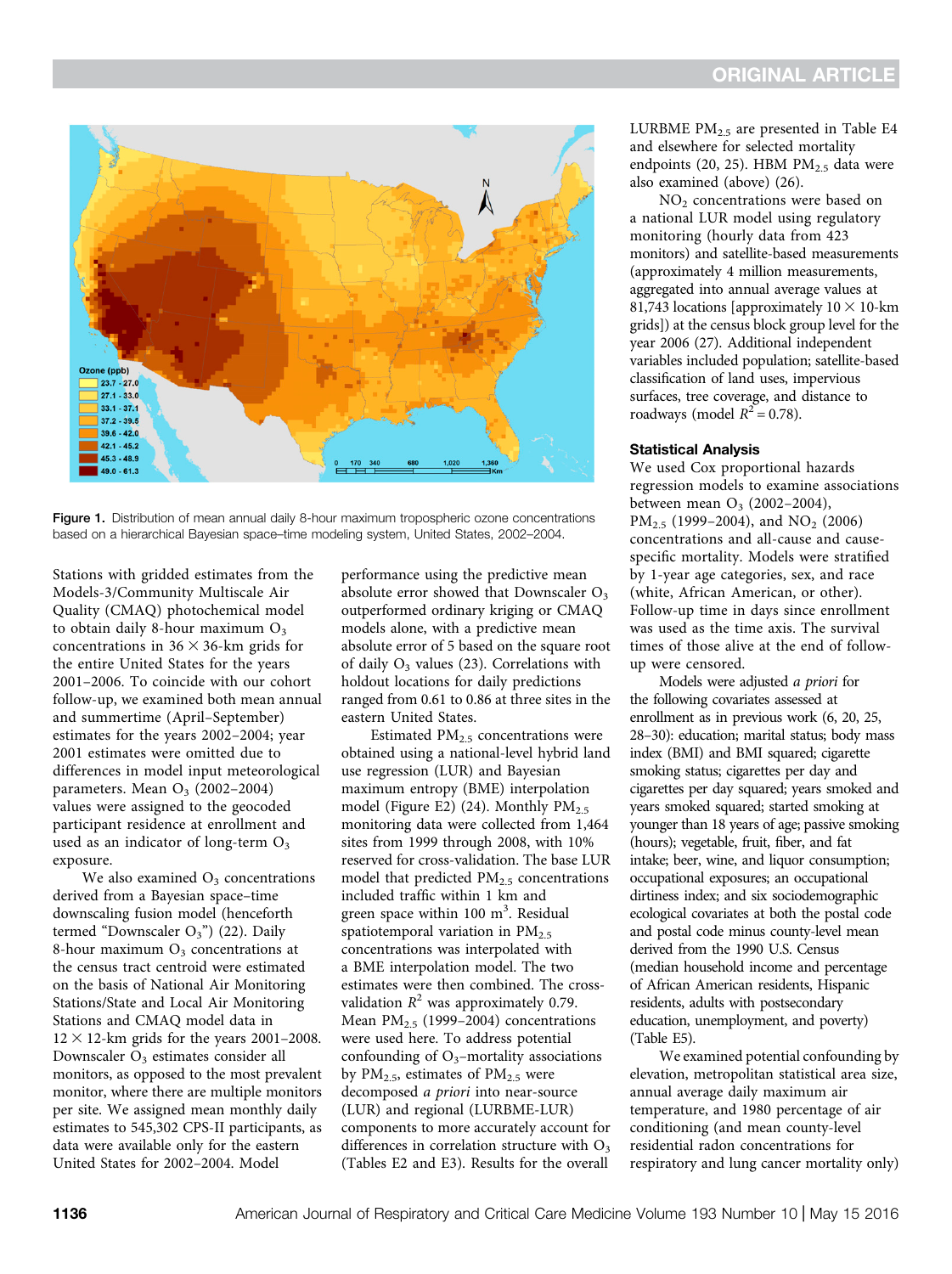Figure 1. Distribution of mean annual daily 8-hour maximum tropospheric ozone concentrations based on a hierarchical Bayesian space–time modeling system, United States, 2002–2004.

Stations with gridded estimates from the Models-3/Community Multiscale Air Quality (CMAQ) photochemical model to obtain daily 8-hour maximum $O_3$ concentrations in 36 × 36-km grids for the entire United States for the years 2001–2006. To coincide with our cohort follow-up, we examined both mean annual and summertime (April–September) estimates for the years 2002–2004; year 2001 estimates were omitted due to differences in model input meteorological parameters. Mean $O_3$ (2002–2004) values were assigned to the geocoded participant residence at enrollment and used as an indicator of long-term $O_3$ exposure.

We also examined $O_3$ concentrations derived from a Bayesian space–time downscaling fusion model (henceforth termed "Downscaler $O_3$") (22). Daily 8-hour maximum $O_3$ concentrations at the census tract centroid were estimated on the basis of National Air Monitoring Stations/State and Local Air Monitoring Stations and CMAQ model data in 12 × 12-km grids for the years 2001–2008. Downscaler $O_3$ estimates consider all monitors, as opposed to the most prevalent monitor, where there are multiple monitors per site. We assigned mean monthly daily estimates to 545,302 CPS-II participants, as data were available only for the eastern United States for 2002–2004. Model performance using the predictive mean absolute error showed that Downscaler $O_3$ outperformed ordinary kriging or CMAQ models alone, with a predictive mean absolute error of 5 based on the square root of daily $O_3$ values (23). Correlations with holdout locations for daily predictions ranged from 0.61 to 0.86 at three sites in the eastern United States.

Estimated $PM_{2.5}$ concentrations were obtained using a national-level hybrid land use regression (LUR) and Bayesian maximum entropy (BME) interpolation model (Figure E2) (24). Monthly $PM_{2.5}$ monitoring data were collected from 1,464 sites from 1999 through 2008, with 10% reserved for cross-validation. The base LUR model that predicted $PM_{2.5}$ concentrations included traffic within 1 km and green space within 100 $m^3$. Residual spatiotemporal variation in $PM_{2.5}$ concentrations was interpolated with a BME interpolation model. The two estimates were then combined. The cross-validation $R^2$ was approximately 0.79. Mean $PM_{2.5}$ (1999–2004) concentrations were used here. To address potential confounding of $O_3$–mortality associations by $PM_{2.5}$, estimates of $PM_{2.5}$ were decomposed *a priori* into near-source (LUR) and regional (LURBME-LUR) components to more accurately account for differences in correlation structure with $O_3$ (Tables E2 and E3). Results for the overall LURBME $PM_{2.5}$ are presented in Table E4 and elsewhere for selected mortality endpoints (20, 25). HBM $PM_{2.5}$ data were also examined (above) (26).

$NO_2$ concentrations were based on a national LUR model using regulatory monitoring (hourly data from 423 monitors) and satellite-based measurements (approximately 4 million measurements, aggregated into annual average values at 81,743 locations [approximately 10 × 10-km grids]) at the census block group level for the year 2006 (27). Additional independent variables included population; satellite-based classification of land uses, impervious surfaces, tree coverage, and distance to roadways (model $R^2$ = 0.78).

### Statistical Analysis

We used Cox proportional hazards regression models to examine associations between mean $O_3$ (2002–2004), $PM_{2.5}$ (1999–2004), and $NO_2$ (2006) concentrations and all-cause and cause-specific mortality. Models were stratified by 1-year age categories, sex, and race (white, African American, or other). Follow-up time in days since enrollment was used as the time axis. The survival times of those alive at the end of follow-up were censored.

Models were adjusted *a priori* for the following covariates assessed at enrollment as in previous work (6, 20, 25, 28–30): education; marital status; body mass index (BMI) and BMI squared; cigarette smoking status; cigarettes per day and cigarettes per day squared; years smoked and years smoked squared; started smoking at younger than 18 years of age; passive smoking (hours); vegetable, fruit, fiber, and fat intake; beer, wine, and liquor consumption; occupational exposures; an occupational dirtiness index; and six sociodemographic ecological covariates at both the postal code and postal code minus county-level mean derived from the 1990 U.S. Census (median household income and percentage of African American residents, Hispanic residents, adults with postsecondary education, unemployment, and poverty) (Table E5).

We examined potential confounding by elevation, metropolitan statistical area size, annual average daily maximum air temperature, and 1980 percentage of air conditioning (and mean county-level residential radon concentrations for respiratory and lung cancer mortality only)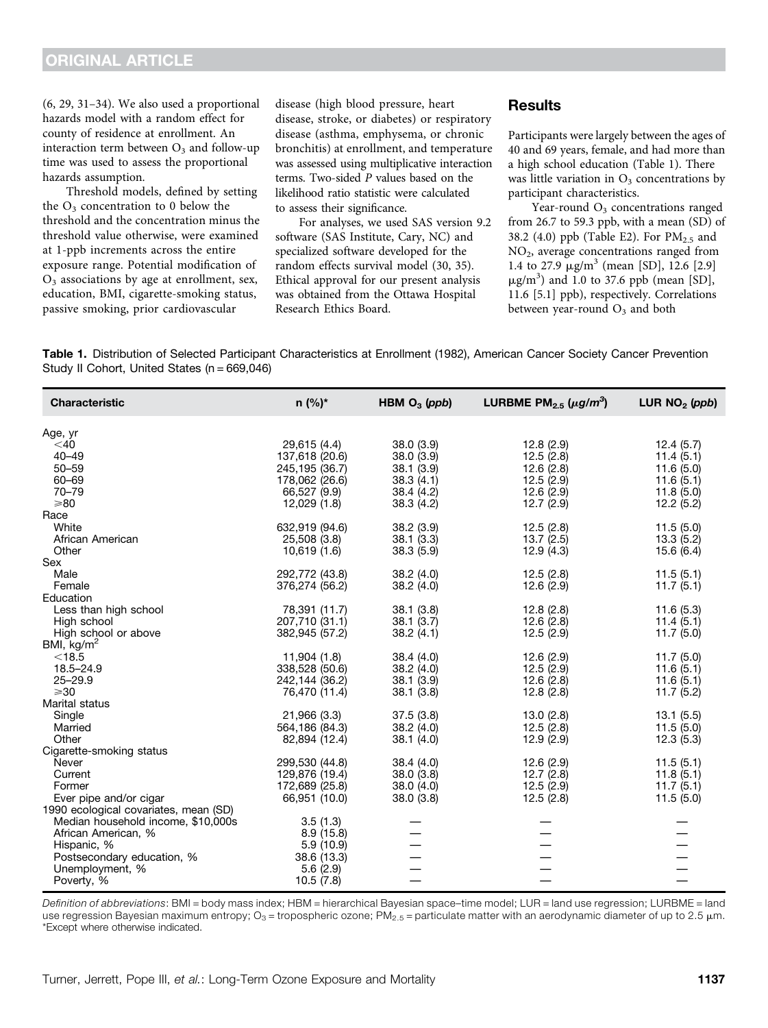(6, 29, 31–34). We also used a proportional hazards model with a random effect for county of residence at enrollment. An interaction term between $O_3$ and follow-up time was used to assess the proportional hazards assumption.

Threshold models, defined by setting the $O_3$ concentration to 0 below the threshold and the concentration minus the threshold value otherwise, were examined at 1-ppb increments across the entire exposure range. Potential modification of $O_3$ associations by age at enrollment, sex, education, BMI, cigarette-smoking status, passive smoking, prior cardiovascular disease (high blood pressure, heart disease, stroke, or diabetes) or respiratory disease (asthma, emphysema, or chronic bronchitis) at enrollment, and temperature was assessed using multiplicative interaction terms. Two-sided *P* values based on the likelihood ratio statistic were calculated to assess their significance.

For analyses, we used SAS version 9.2 software (SAS Institute, Cary, NC) and specialized software developed for the random effects survival model (30, 35). Ethical approval for our present analysis was obtained from the Ottawa Hospital Research Ethics Board.

## Results

Participants were largely between the ages of 40 and 69 years, female, and had more than a high school education (Table 1). There was little variation in $O_3$ concentrations by participant characteristics.

Year-round $O_3$ concentrations ranged from 26.7 to 59.3 ppb, with a mean (SD) of 38.2 (4.0) ppb (Table E2). For $PM_{2.5}$ and $NO_2$, average concentrations ranged from 1.4 to 27.9 $\mu g/m^3$ (mean [SD], 12.6 [2.9] $\mu g/m^3$) and 1.0 to 37.6 ppb (mean [SD], 11.6 [5.1] ppb), respectively. Correlations between year-round $O_3$ and both

**Table 1.** Distribution of Selected Participant Characteristics at Enrollment (1982), American Cancer Society Cancer Prevention Study II Cohort, United States (n = 669,046)

| Characteristic | n (%)* | HBM $O_3$ (*ppb*) | LURBME $PM_{2.5}$ ($\mu g/m^3$) | LUR $NO_2$ (*ppb*) |
|---|---|---|---|---|
| Age, yr | | | | |
| <40 | 29,615 (4.4) | 38.0 (3.9) | 12.8 (2.9) | 12.4 (5.7) |
| 40–49 | 137,618 (20.6) | 38.0 (3.9) | 12.5 (2.8) | 11.4 (5.1) |
| 50–59 | 245,195 (36.7) | 38.1 (3.9) | 12.6 (2.8) | 11.6 (5.0) |
| 60–69 | 178,062 (26.6) | 38.3 (4.1) | 12.5 (2.9) | 11.6 (5.1) |
| 70–79 | 66,527 (9.9) | 38.4 (4.2) | 12.6 (2.9) | 11.8 (5.0) |
| ⩾80 | 12,029 (1.8) | 38.3 (4.2) | 12.7 (2.9) | 12.2 (5.2) |
| Race | | | | |
| White | 632,919 (94.6) | 38.2 (3.9) | 12.5 (2.8) | 11.5 (5.0) |
| African American | 25,508 (3.8) | 38.1 (3.3) | 13.7 (2.5) | 13.3 (5.2) |
| Other | 10,619 (1.6) | 38.3 (5.9) | 12.9 (4.3) | 15.6 (6.4) |
| Sex | | | | |
| Male | 292,772 (43.8) | 38.2 (4.0) | 12.5 (2.8) | 11.5 (5.1) |
| Female | 376,274 (56.2) | 38.2 (4.0) | 12.6 (2.9) | 11.7 (5.1) |
| Education | | | | |
| Less than high school | 78,391 (11.7) | 38.1 (3.8) | 12.8 (2.8) | 11.6 (5.3) |
| High school | 207,710 (31.1) | 38.1 (3.7) | 12.6 (2.8) | 11.4 (5.1) |
| High school or above | 382,945 (57.2) | 38.2 (4.1) | 12.5 (2.9) | 11.7 (5.0) |
| BMI, kg/m$^2$ | | | | |
| <18.5 | 11,904 (1.8) | 38.4 (4.0) | 12.6 (2.9) | 11.7 (5.0) |
| 18.5–24.9 | 338,528 (50.6) | 38.2 (4.0) | 12.5 (2.9) | 11.6 (5.1) |
| 25–29.9 | 242,144 (36.2) | 38.1 (3.9) | 12.6 (2.8) | 11.6 (5.1) |
| ⩾30 | 76,470 (11.4) | 38.1 (3.8) | 12.8 (2.8) | 11.7 (5.2) |
| Marital status | | | | |
| Single | 21,966 (3.3) | 37.5 (3.8) | 13.0 (2.8) | 13.1 (5.5) |
| Married | 564,186 (84.3) | 38.2 (4.0) | 12.5 (2.8) | 11.5 (5.0) |
| Other | 82,894 (12.4) | 38.1 (4.0) | 12.9 (2.9) | 12.3 (5.3) |
| Cigarette-smoking status | | | | |
| Never | 299,530 (44.8) | 38.4 (4.0) | 12.6 (2.9) | 11.5 (5.1) |
| Current | 129,876 (19.4) | 38.0 (3.8) | 12.7 (2.8) | 11.8 (5.1) |
| Former | 172,689 (25.8) | 38.0 (4.0) | 12.5 (2.9) | 11.7 (5.1) |
| Ever pipe and/or cigar | 66,951 (10.0) | 38.0 (3.8) | 12.5 (2.8) | 11.5 (5.0) |
| 1990 ecological covariates, mean (SD) | | | | |
| Median household income, $10,000s | 3.5 (1.3) | — | — | — |
| African American, % | 8.9 (15.8) | — | — | — |
| Hispanic, % | 5.9 (10.9) | — | — | — |
| Postsecondary education, % | 38.6 (13.3) | — | — | — |
| Unemployment, % | 5.6 (2.9) | — | — | — |
| Poverty, % | 10.5 (7.8) | — | — | — |

*Definition of abbreviations*: BMI = body mass index; HBM = hierarchical Bayesian space–time model; LUR = land use regression; LURBME = land use regression Bayesian maximum entropy; $O_3$ = tropospheric ozone; $PM_{2.5}$ = particulate matter with an aerodynamic diameter of up to 2.5 $\mu$m.
*Except where otherwise indicated.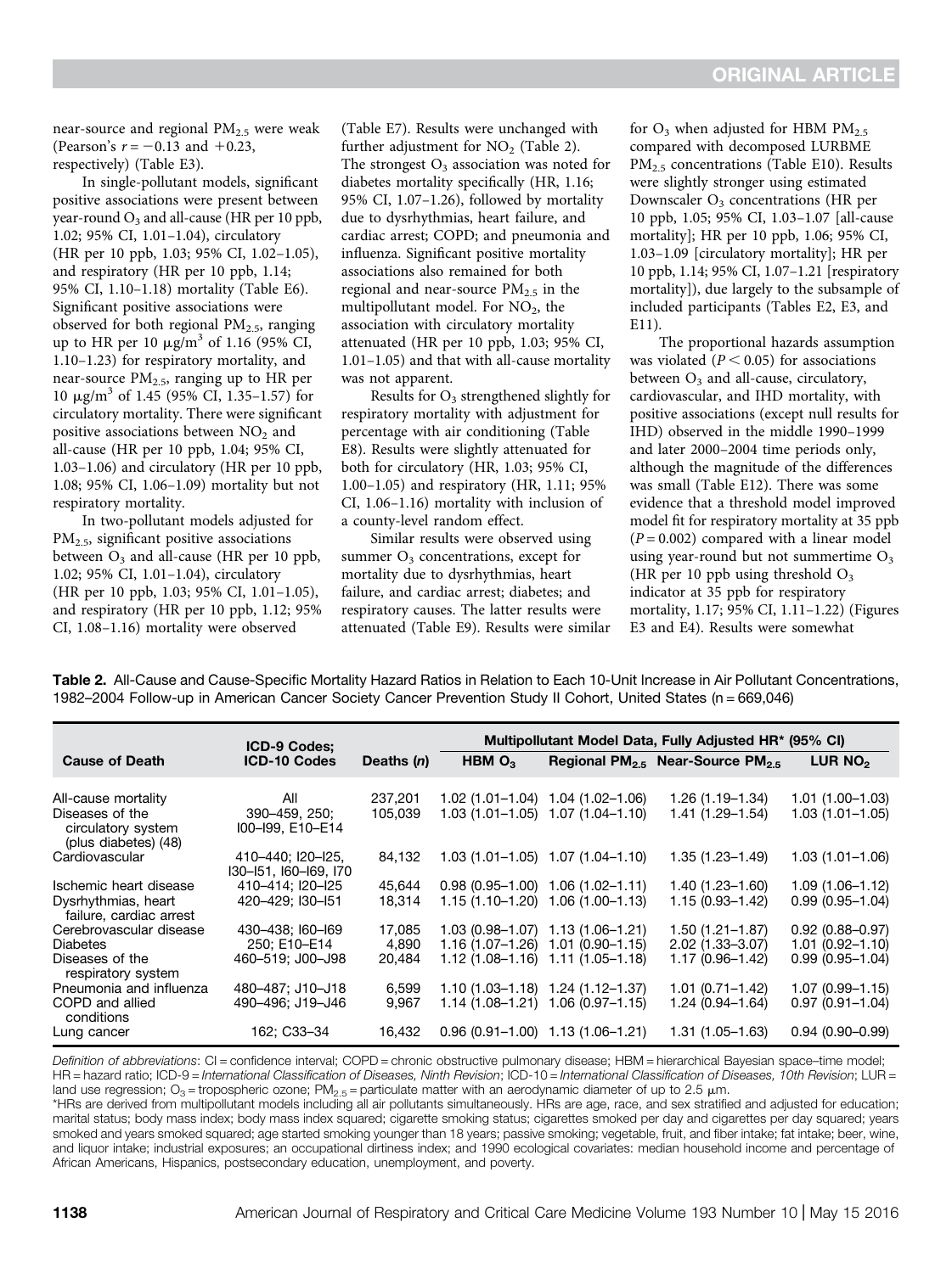near-source and regional $PM_{2.5}$ were weak (Pearson's $r = -0.13$ and $+0.23$, respectively) (Table E3).

In single-pollutant models, significant positive associations were present between year-round $O_3$ and all-cause (HR per 10 ppb, 1.02; 95% CI, 1.01–1.04), circulatory (HR per 10 ppb, 1.03; 95% CI, 1.02–1.05), and respiratory (HR per 10 ppb, 1.14; 95% CI, 1.10–1.18) mortality (Table E6). Significant positive associations were observed for both regional $PM_{2.5}$, ranging up to HR per 10 $\mu g/m^3$ of 1.16 (95% CI, 1.10–1.23) for respiratory mortality, and near-source $PM_{2.5}$, ranging up to HR per 10 $\mu g/m^3$ of 1.45 (95% CI, 1.35–1.57) for circulatory mortality. There were significant positive associations between $NO_2$ and all-cause (HR per 10 ppb, 1.04; 95% CI, 1.03–1.06) and circulatory (HR per 10 ppb, 1.08; 95% CI, 1.06–1.09) mortality but not respiratory mortality.

In two-pollutant models adjusted for $PM_{2.5}$, significant positive associations between $O_3$ and all-cause (HR per 10 ppb, 1.02; 95% CI, 1.01–1.04), circulatory (HR per 10 ppb, 1.03; 95% CI, 1.01–1.05), and respiratory (HR per 10 ppb, 1.12; 95% CI, 1.08–1.16) mortality were observed (Table E7). Results were unchanged with further adjustment for $NO_2$ (Table 2). The strongest $O_3$ association was noted for diabetes mortality specifically (HR, 1.16; 95% CI, 1.07–1.26), followed by mortality due to dysrhythmias, heart failure, and cardiac arrest; COPD; and pneumonia and influenza. Significant positive mortality associations also remained for both regional and near-source $PM_{2.5}$ in the multipollutant model. For $NO_2$, the association with circulatory mortality attenuated (HR per 10 ppb, 1.03; 95% CI, 1.01–1.05) and that with all-cause mortality was not apparent.

Results for $O_3$ strengthened slightly for respiratory mortality with adjustment for percentage with air conditioning (Table E8). Results were slightly attenuated for both for circulatory (HR, 1.03; 95% CI, 1.00–1.05) and respiratory (HR, 1.11; 95% CI, 1.06–1.16) mortality with inclusion of a county-level random effect.

Similar results were observed using summer $O_3$ concentrations, except for mortality due to dysrhythmias, heart failure, and cardiac arrest; diabetes; and respiratory causes. The latter results were attenuated (Table E9). Results were similar for $O_3$ when adjusted for HBM $PM_{2.5}$ compared with decomposed LURBME $PM_{2.5}$ concentrations (Table E10). Results were slightly stronger using estimated Downscaler $O_3$ concentrations (HR per 10 ppb, 1.05; 95% CI, 1.03–1.07 [all-cause mortality]; HR per 10 ppb, 1.06; 95% CI, 1.03–1.09 [circulatory mortality]; HR per 10 ppb, 1.14; 95% CI, 1.07–1.21 [respiratory mortality]), due largely to the subsample of included participants (Tables E2, E3, and E11).

The proportional hazards assumption was violated ($P < 0.05$) for associations between $O_3$ and all-cause, circulatory, cardiovascular, and IHD mortality, with positive associations (except null results for IHD) observed in the middle 1990–1999 and later 2000–2004 time periods only, although the magnitude of the differences was small (Table E12). There was some evidence that a threshold model improved model fit for respiratory mortality at 35 ppb ($P = 0.002$) compared with a linear model using year-round but not summertime $O_3$ (HR per 10 ppb using threshold $O_3$ indicator at 35 ppb for respiratory mortality, 1.17; 95% CI, 1.11–1.22) (Figures E3 and E4). Results were somewhat

**Table 2.** All-Cause and Cause-Specific Mortality Hazard Ratios in Relation to Each 10-Unit Increase in Air Pollutant Concentrations, 1982–2004 Follow-up in American Cancer Society Cancer Prevention Study II Cohort, United States (n = 669,046)

| Cause of Death | ICD-9 Codes; ICD-10 Codes | Deaths (n) | Multipollutant Model Data, Fully Adjusted HR* (95% CI) | | | |
|---|---|---|---|---|---|---|
| | | | HBM $O_3$ | Regional $PM_{2.5}$ | Near-Source $PM_{2.5}$ | LUR $NO_2$ |
| All-cause mortality | All | 237,201 | 1.02 (1.01–1.04) | 1.04 (1.02–1.06) | 1.26 (1.19–1.34) | 1.01 (1.00–1.03) |
| Diseases of the circulatory system (plus diabetes) (48) | 390–459, 250; I00–I99, E10–E14 | 105,039 | 1.03 (1.01–1.05) | 1.07 (1.04–1.10) | 1.41 (1.29–1.54) | 1.03 (1.01–1.05) |
| Cardiovascular | 410–440; I20–I25, I30–I51, I60–I69, I70 | 84,132 | 1.03 (1.01–1.05) | 1.07 (1.04–1.10) | 1.35 (1.23–1.49) | 1.03 (1.01–1.06) |
| Ischemic heart disease | 410–414; I20–I25 | 45,644 | 0.98 (0.95–1.00) | 1.06 (1.02–1.11) | 1.40 (1.23–1.60) | 1.09 (1.06–1.12) |
| Dysrhythmias, heart failure, cardiac arrest | 420–429; I30–I51 | 18,314 | 1.15 (1.10–1.20) | 1.06 (1.00–1.13) | 1.15 (0.93–1.42) | 0.99 (0.95–1.04) |
| Cerebrovascular disease | 430–438; I60–I69 | 17,085 | 1.03 (0.98–1.07) | 1.13 (1.06–1.21) | 1.50 (1.21–1.87) | 0.92 (0.88–0.97) |
| Diabetes | 250; E10–E14 | 4,890 | 1.16 (1.07–1.26) | 1.01 (0.90–1.15) | 2.02 (1.33–3.07) | 1.01 (0.92–1.10) |
| Diseases of the respiratory system | 460–519; J00–J98 | 20,484 | 1.12 (1.08–1.16) | 1.11 (1.05–1.18) | 1.17 (0.96–1.42) | 0.99 (0.95–1.04) |
| Pneumonia and influenza | 480–487; J10–J18 | 6,599 | 1.10 (1.03–1.18) | 1.24 (1.12–1.37) | 1.01 (0.71–1.42) | 1.07 (0.99–1.15) |
| COPD and allied conditions | 490–496; J19–J46 | 9,967 | 1.14 (1.08–1.21) | 1.06 (0.97–1.15) | 1.24 (0.94–1.64) | 0.97 (0.91–1.04) |
| Lung cancer | 162; C33–34 | 16,432 | 0.96 (0.91–1.00) | 1.13 (1.06–1.21) | 1.31 (1.05–1.63) | 0.94 (0.90–0.99) |

*Definition of abbreviations*: CI = confidence interval; COPD = chronic obstructive pulmonary disease; HBM = hierarchical Bayesian space–time model; HR = hazard ratio; ICD-9 = *International Classification of Diseases, Ninth Revision*; ICD-10 = *International Classification of Diseases, 10th Revision*; LUR = land use regression; $O_3$ = tropospheric ozone; $PM_{2.5}$ = particulate matter with an aerodynamic diameter of up to 2.5 $\mu m$.

*HRs are derived from multipollutant models including all air pollutants simultaneously. HRs are age, race, and sex stratified and adjusted for education; marital status; body mass index; body mass index squared; cigarette smoking status; cigarettes smoked per day and cigarettes per day squared; years smoked and years smoked squared; age started smoking younger than 18 years; passive smoking; vegetable, fruit, and fiber intake; fat intake; beer, wine, and liquor intake; industrial exposures; an occupational dirtiness index; and 1990 ecological covariates: median household income and percentage of African Americans, Hispanics, postsecondary education, unemployment, and poverty.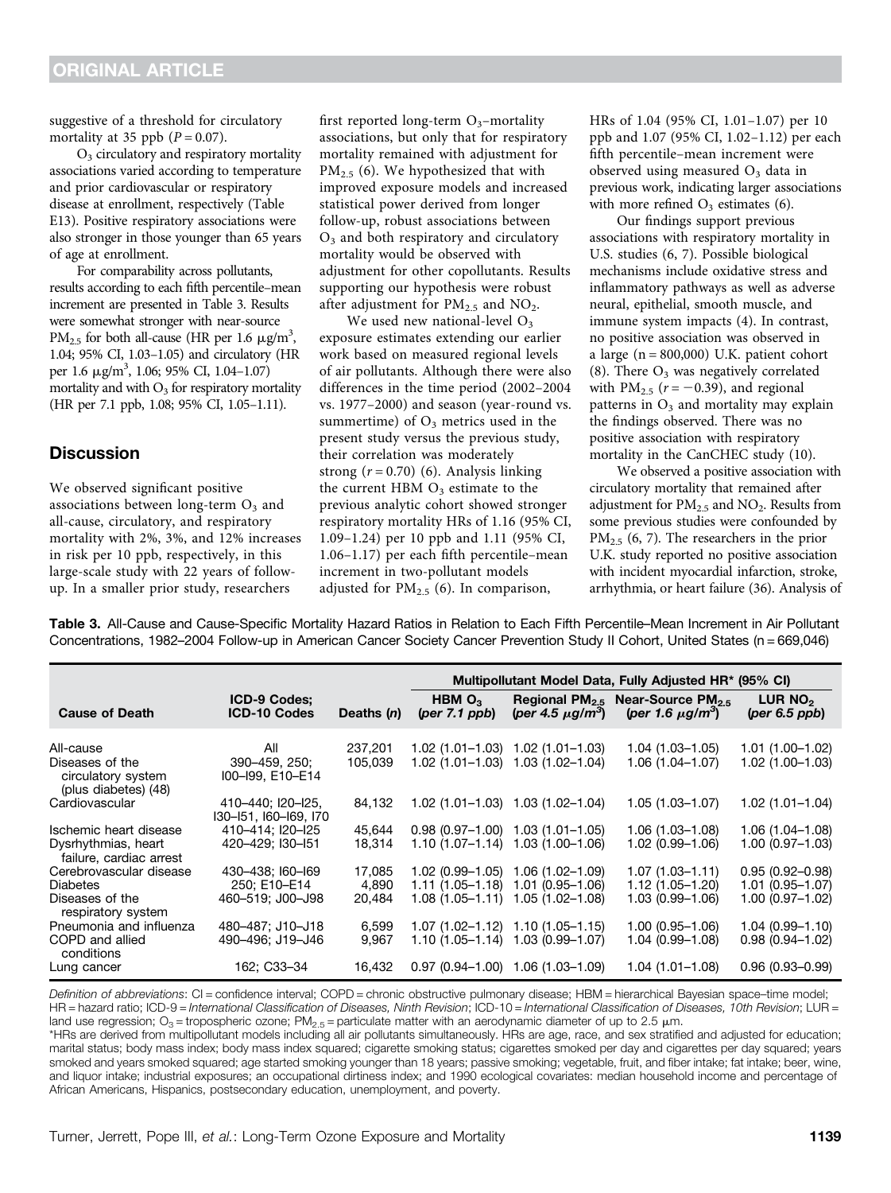suggestive of a threshold for circulatory mortality at 35 ppb ($P = 0.07$).

$O_3$ circulatory and respiratory mortality associations varied according to temperature and prior cardiovascular or respiratory disease at enrollment, respectively (Table E13). Positive respiratory associations were also stronger in those younger than 65 years of age at enrollment.

For comparability across pollutants, results according to each fifth percentile–mean increment are presented in Table 3. Results were somewhat stronger with near-source $PM_{2.5}$ for both all-cause (HR per 1.6 $\mu g/m^3$, 1.04; 95% CI, 1.03–1.05) and circulatory (HR per 1.6 $\mu g/m^3$, 1.06; 95% CI, 1.04–1.07) mortality and with $O_3$ for respiratory mortality (HR per 7.1 ppb, 1.08; 95% CI, 1.05–1.11).

## Discussion

We observed significant positive associations between long-term $O_3$ and all-cause, circulatory, and respiratory mortality with 2%, 3%, and 12% increases in risk per 10 ppb, respectively, in this large-scale study with 22 years of follow-up. In a smaller prior study, researchers first reported long-term $O_3$–mortality associations, but only that for respiratory mortality remained with adjustment for $PM_{2.5}$ (6). We hypothesized that with improved exposure models and increased statistical power derived from longer follow-up, robust associations between $O_3$ and both respiratory and circulatory mortality would be observed with adjustment for other copollutants. Results supporting our hypothesis were robust after adjustment for $PM_{2.5}$ and $NO_2$.

We used new national-level $O_3$ exposure estimates extending our earlier work based on measured regional levels of air pollutants. Although there were also differences in the time period (2002–2004 vs. 1977–2000) and season (year-round vs. summertime) of $O_3$ metrics used in the present study versus the previous study, their correlation was moderately strong ($r = 0.70$) (6). Analysis linking the current HBM $O_3$ estimate to the previous analytic cohort showed stronger respiratory mortality HRs of 1.16 (95% CI, 1.09–1.24) per 10 ppb and 1.11 (95% CI, 1.06–1.17) per each fifth percentile–mean increment in two-pollutant models adjusted for $PM_{2.5}$ (6). In comparison, HRs of 1.04 (95% CI, 1.01–1.07) per 10 ppb and 1.07 (95% CI, 1.02–1.12) per each fifth percentile–mean increment were observed using measured $O_3$ data in previous work, indicating larger associations with more refined $O_3$ estimates (6).

Our findings support previous associations with respiratory mortality in U.S. studies (6, 7). Possible biological mechanisms include oxidative stress and inflammatory pathways as well as adverse neural, epithelial, smooth muscle, and immune system impacts (4). In contrast, no positive association was observed in a large (n = 800,000) U.K. patient cohort (8). There $O_3$ was negatively correlated with $PM_{2.5}$ ($r = -0.39$), and regional patterns in $O_3$ and mortality may explain the findings observed. There was no positive association with respiratory mortality in the CanCHEC study (10).

We observed a positive association with circulatory mortality that remained after adjustment for $PM_{2.5}$ and $NO_2$. Results from some previous studies were confounded by $PM_{2.5}$ (6, 7). The researchers in the prior U.K. study reported no positive association with incident myocardial infarction, stroke, arrhythmia, or heart failure (36). Analysis of

**Table 3.** All-Cause and Cause-Specific Mortality Hazard Ratios in Relation to Each Fifth Percentile–Mean Increment in Air Pollutant Concentrations, 1982–2004 Follow-up in American Cancer Society Cancer Prevention Study II Cohort, United States (n = 669,046)

| | | | Multipollutant Model Data, Fully Adjusted HR* (95% CI) | | | |
|---|---|---|---|---|---|---|
| **Cause of Death** | **ICD-9 Codes; ICD-10 Codes** | **Deaths (n)** | **HBM $O_3$ (per 7.1 ppb)** | **Regional $PM_{2.5}$ (per 4.5 $\mu g/m^3$)** | **Near-Source $PM_{2.5}$ (per 1.6 $\mu g/m^3$)** | **LUR $NO_2$ (per 6.5 ppb)** |
| All-cause | All | 237,201 | 1.02 (1.01–1.03) | 1.02 (1.01–1.03) | 1.04 (1.03–1.05) | 1.01 (1.00–1.02) |
| Diseases of the circulatory system (plus diabetes) (48) | 390–459, 250; I00–I99, E10–E14 | 105,039 | 1.02 (1.01–1.03) | 1.03 (1.02–1.04) | 1.06 (1.04–1.07) | 1.02 (1.00–1.03) |
| Cardiovascular | 410–440; I20–I25, I30–I51, I60–I69, I70 | 84,132 | 1.02 (1.01–1.03) | 1.03 (1.02–1.04) | 1.05 (1.03–1.07) | 1.02 (1.01–1.04) |
| Ischemic heart disease | 410–414; I20–I25 | 45,644 | 0.98 (0.97–1.00) | 1.03 (1.01–1.05) | 1.06 (1.03–1.08) | 1.06 (1.04–1.08) |
| Dysrhythmias, heart failure, cardiac arrest | 420–429; I30–I51 | 18,314 | 1.10 (1.07–1.14) | 1.03 (1.00–1.06) | 1.02 (0.99–1.06) | 1.00 (0.97–1.03) |
| Cerebrovascular disease | 430–438; I60–I69 | 17,085 | 1.02 (0.99–1.05) | 1.06 (1.02–1.09) | 1.07 (1.03–1.11) | 0.95 (0.92–0.98) |
| Diabetes | 250; E10–E14 | 4,890 | 1.11 (1.05–1.18) | 1.01 (0.95–1.06) | 1.12 (1.05–1.20) | 1.01 (0.95–1.07) |
| Diseases of the respiratory system | 460–519; J00–J98 | 20,484 | 1.08 (1.05–1.11) | 1.05 (1.02–1.08) | 1.03 (0.99–1.06) | 1.00 (0.97–1.02) |
| Pneumonia and influenza | 480–487; J10–J18 | 6,599 | 1.07 (1.02–1.12) | 1.10 (1.05–1.15) | 1.00 (0.95–1.06) | 1.04 (0.99–1.10) |
| COPD and allied conditions | 490–496; J19–J46 | 9,967 | 1.10 (1.05–1.14) | 1.03 (0.99–1.07) | 1.04 (0.99–1.08) | 0.98 (0.94–1.02) |
| Lung cancer | 162; C33–34 | 16,432 | 0.97 (0.94–1.00) | 1.06 (1.03–1.09) | 1.04 (1.01–1.08) | 0.96 (0.93–0.99) |

*Definition of abbreviations*: CI = confidence interval; COPD = chronic obstructive pulmonary disease; HBM = hierarchical Bayesian space–time model; HR = hazard ratio; ICD-9 = *International Classification of Diseases, Ninth Revision*; ICD-10 = *International Classification of Diseases, 10th Revision*; LUR = land use regression; $O_3$ = tropospheric ozone; $PM_{2.5}$ = particulate matter with an aerodynamic diameter of up to 2.5 $\mu$m.

*HRs are derived from multipollutant models including all air pollutants simultaneously. HRs are age, race, and sex stratified and adjusted for education; marital status; body mass index; body mass index squared; cigarette smoking status; cigarettes smoked per day and cigarettes per day squared; years smoked and years smoked squared; age started smoking younger than 18 years; passive smoking; vegetable, fruit, and fiber intake; fat intake; beer, wine, and liquor intake; industrial exposures; an occupational dirtiness index; and 1990 ecological covariates: median household income and percentage of African Americans, Hispanics, postsecondary education, unemployment, and poverty.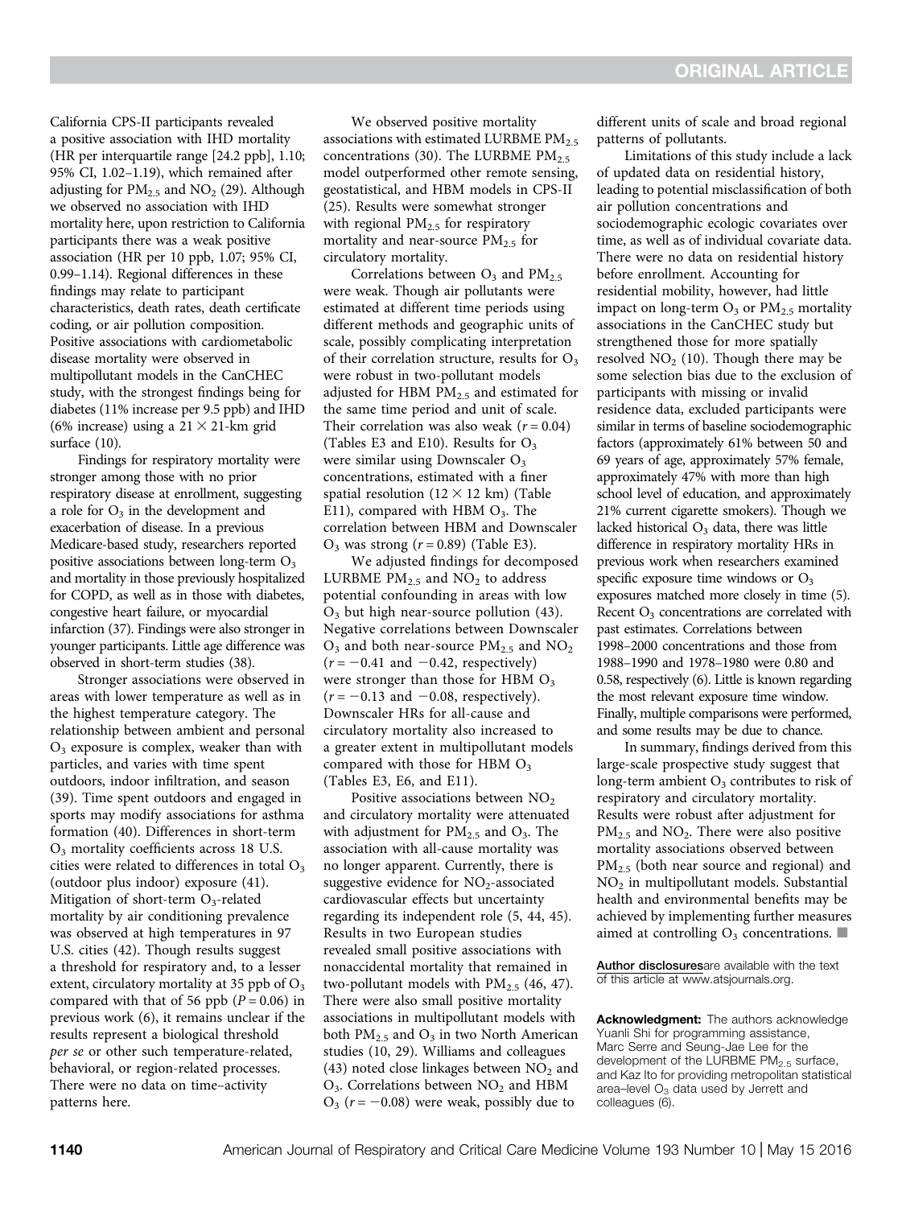California CPS-II participants revealed a positive association with IHD mortality (HR per interquartile range [24.2 ppb], 1.10; 95% CI, 1.02–1.19), which remained after adjusting for $PM_{2.5}$ and $NO_2$ (29). Although we observed no association with IHD mortality here, upon restriction to California participants there was a weak positive association (HR per 10 ppb, 1.07; 95% CI, 0.99–1.14). Regional differences in these findings may relate to participant characteristics, death rates, death certificate coding, or air pollution composition. Positive associations with cardiometabolic disease mortality were observed in multipollutant models in the CanCHEC study, with the strongest findings being for diabetes (11% increase per 9.5 ppb) and IHD (6% increase) using a 21 × 21-km grid surface (10).

Findings for respiratory mortality were stronger among those with no prior respiratory disease at enrollment, suggesting a role for $O_3$ in the development and exacerbation of disease. In a previous Medicare-based study, researchers reported positive associations between long-term $O_3$ and mortality in those previously hospitalized for COPD, as well as in those with diabetes, congestive heart failure, or myocardial infarction (37). Findings were also stronger in younger participants. Little age difference was observed in short-term studies (38).

Stronger associations were observed in areas with lower temperature as well as in the highest temperature category. The relationship between ambient and personal $O_3$ exposure is complex, weaker than with particles, and varies with time spent outdoors, indoor infiltration, and season (39). Time spent outdoors and engaged in sports may modify associations for asthma formation (40). Differences in short-term $O_3$ mortality coefficients across 18 U.S. cities were related to differences in total $O_3$ (outdoor plus indoor) exposure (41). Mitigation of short-term $O_3$-related mortality by air conditioning prevalence was observed at high temperatures in 97 U.S. cities (42). Though results suggest a threshold for respiratory and, to a lesser extent, circulatory mortality at 35 ppb of $O_3$ compared with that of 56 ppb ($P = 0.06$) in previous work (6), it remains unclear if the results represent a biological threshold *per se* or other such temperature-related, behavioral, or region-related processes. There were no data on time–activity patterns here.

We observed positive mortality associations with estimated LURBME $PM_{2.5}$ concentrations (30). The LURBME $PM_{2.5}$ model outperformed other remote sensing, geostatistical, and HBM models in CPS-II (25). Results were somewhat stronger with regional $PM_{2.5}$ for respiratory mortality and near-source $PM_{2.5}$ for circulatory mortality.

Correlations between $O_3$ and $PM_{2.5}$ were weak. Though air pollutants were estimated at different time periods using different methods and geographic units of scale, possibly complicating interpretation of their correlation structure, results for $O_3$ were robust in two-pollutant models adjusted for HBM $PM_{2.5}$ and estimated for the same time period and unit of scale. Their correlation was also weak ($r = 0.04$) (Tables E3 and E10). Results for $O_3$ were similar using Downscaler $O_3$ concentrations, estimated with a finer spatial resolution (12 × 12 km) (Table E11), compared with HBM $O_3$. The correlation between HBM and Downscaler $O_3$ was strong ($r = 0.89$) (Table E3).

We adjusted findings for decomposed LURBME $PM_{2.5}$ and $NO_2$ to address potential confounding in areas with low $O_3$ but high near-source pollution (43). Negative correlations between Downscaler $O_3$ and both near-source $PM_{2.5}$ and $NO_2$ ($r = -0.41$ and $-0.42$, respectively) were stronger than those for HBM $O_3$ ($r = -0.13$ and $-0.08$, respectively). Downscaler HRs for all-cause and circulatory mortality also increased to a greater extent in multipollutant models compared with those for HBM $O_3$ (Tables E3, E6, and E11).

Positive associations between $NO_2$ and circulatory mortality were attenuated with adjustment for $PM_{2.5}$ and $O_3$. The association with all-cause mortality was no longer apparent. Currently, there is suggestive evidence for $NO_2$-associated cardiovascular effects but uncertainty regarding its independent role (5, 44, 45). Results in two European studies revealed small positive associations with nonaccidental mortality that remained in two-pollutant models with $PM_{2.5}$ (46, 47). There were also small positive mortality associations in multipollutant models with both $PM_{2.5}$ and $O_3$ in two North American studies (10, 29). Williams and colleagues (43) noted close linkages between $NO_2$ and $O_3$. Correlations between $NO_2$ and HBM $O_3$ ($r = -0.08$) were weak, possibly due to different units of scale and broad regional patterns of pollutants.

Limitations of this study include a lack of updated data on residential history, leading to potential misclassification of both air pollution concentrations and sociodemographic ecologic covariates over time, as well as of individual covariate data. There were no data on residential history before enrollment. Accounting for residential mobility, however, had little impact on long-term $O_3$ or $PM_{2.5}$ mortality associations in the CanCHEC study but strengthened those for more spatially resolved $NO_2$ (10). Though there may be some selection bias due to the exclusion of participants with missing or invalid residence data, excluded participants were similar in terms of baseline sociodemographic factors (approximately 61% between 50 and 69 years of age, approximately 57% female, approximately 47% with more than high school level of education, and approximately 21% current cigarette smokers). Though we lacked historical $O_3$ data, there was little difference in respiratory mortality HRs in previous work when researchers examined specific exposure time windows or $O_3$ exposures matched more closely in time (5). Recent $O_3$ concentrations are correlated with past estimates. Correlations between 1998–2000 concentrations and those from 1988–1990 and 1978–1980 were 0.80 and 0.58, respectively (6). Little is known regarding the most relevant exposure time window. Finally, multiple comparisons were performed, and some results may be due to chance.

In summary, findings derived from this large-scale prospective study suggest that long-term ambient $O_3$ contributes to risk of respiratory and circulatory mortality. Results were robust after adjustment for $PM_{2.5}$ and $NO_2$. There were also positive mortality associations observed between $PM_{2.5}$ (both near source and regional) and $NO_2$ in multipollutant models. Substantial health and environmental benefits may be achieved by implementing further measures aimed at controlling $O_3$ concentrations. ■

Author disclosures are available with the text of this article at www.atsjournals.org.

**Acknowledgment:** The authors acknowledge Yuanli Shi for programming assistance, Marc Serre and Seung-Jae Lee for the development of the LURBME $PM_{2.5}$ surface, and Kaz Ito for providing metropolitan statistical area–level $O_3$ data used by Jerrett and colleagues (6).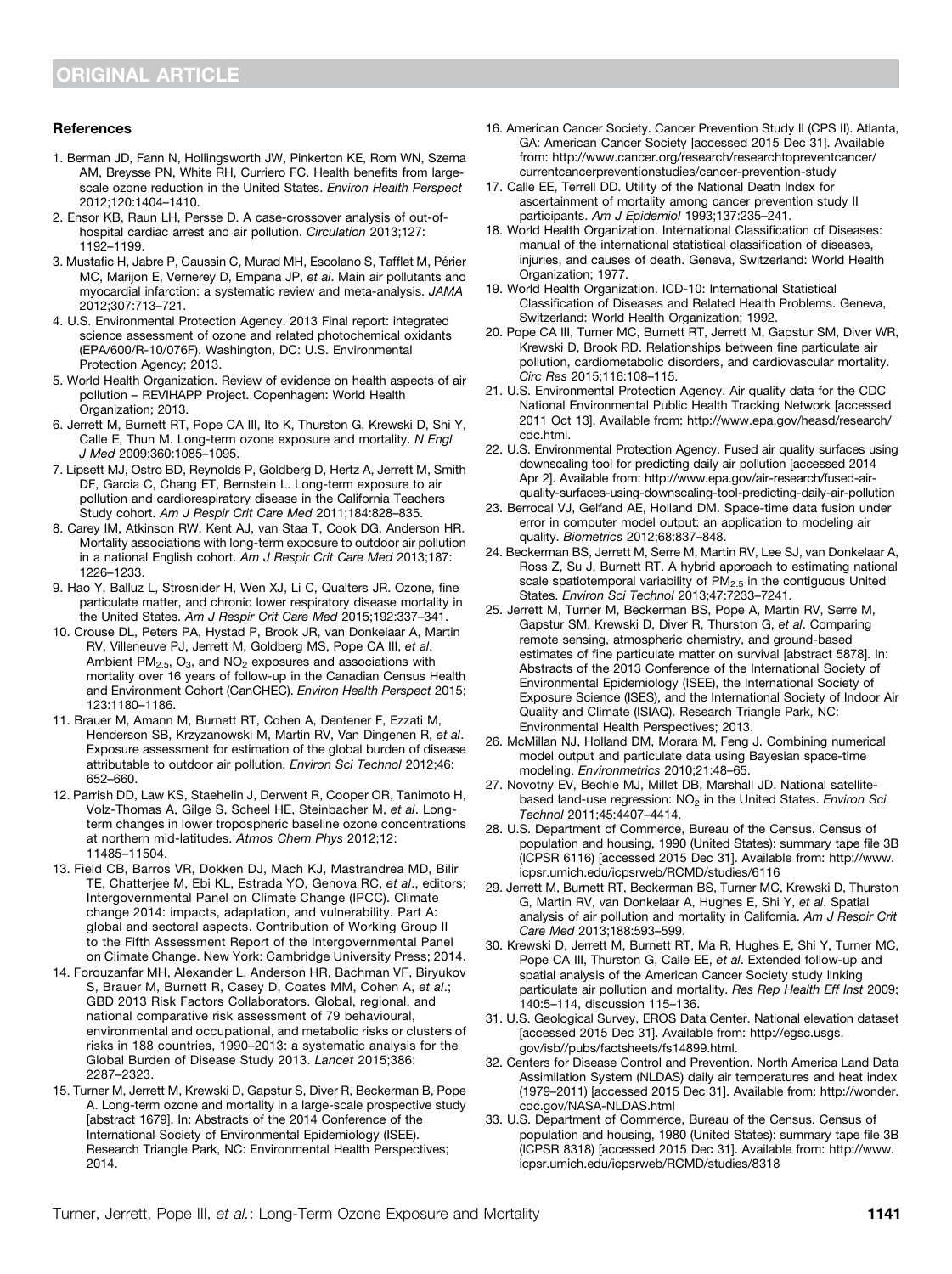### References

1. Berman JD, Fann N, Hollingsworth JW, Pinkerton KE, Rom WN, Szema AM, Breysse PN, White RH, Curriero FC. Health benefits from large-scale ozone reduction in the United States. *Environ Health Perspect* 2012;120:1404–1410.
2. Ensor KB, Raun LH, Persse D. A case-crossover analysis of out-of-hospital cardiac arrest and air pollution. *Circulation* 2013;127: 1192–1199.
3. Mustafic H, Jabre P, Caussin C, Murad MH, Escolano S, Tafflet M, Périer MC, Marijon E, Vernerey D, Empana JP, *et al*. Main air pollutants and myocardial infarction: a systematic review and meta-analysis. *JAMA* 2012;307:713–721.
4. U.S. Environmental Protection Agency. 2013 Final report: integrated science assessment of ozone and related photochemical oxidants (EPA/600/R-10/076F). Washington, DC: U.S. Environmental Protection Agency; 2013.
5. World Health Organization. Review of evidence on health aspects of air pollution – REVIHAPP Project. Copenhagen: World Health Organization; 2013.
6. Jerrett M, Burnett RT, Pope CA III, Ito K, Thurston G, Krewski D, Shi Y, Calle E, Thun M. Long-term ozone exposure and mortality. *N Engl J Med* 2009;360:1085–1095.
7. Lipsett MJ, Ostro BD, Reynolds P, Goldberg D, Hertz A, Jerrett M, Smith DF, Garcia C, Chang ET, Bernstein L. Long-term exposure to air pollution and cardiorespiratory disease in the California Teachers Study cohort. *Am J Respir Crit Care Med* 2011;184:828–835.
8. Carey IM, Atkinson RW, Kent AJ, van Staa T, Cook DG, Anderson HR. Mortality associations with long-term exposure to outdoor air pollution in a national English cohort. *Am J Respir Crit Care Med* 2013;187: 1226–1233.
9. Hao Y, Balluz L, Strosnider H, Wen XJ, Li C, Qualters JR. Ozone, fine particulate matter, and chronic lower respiratory disease mortality in the United States. *Am J Respir Crit Care Med* 2015;192:337–341.
10. Crouse DL, Peters PA, Hystad P, Brook JR, van Donkelaar A, Martin RV, Villeneuve PJ, Jerrett M, Goldberg MS, Pope CA III, *et al*. Ambient $PM_{2.5}$, $O_3$, and $NO_2$ exposures and associations with mortality over 16 years of follow-up in the Canadian Census Health and Environment Cohort (CanCHEC). *Environ Health Perspect* 2015; 123:1180–1186.
11. Brauer M, Amann M, Burnett RT, Cohen A, Dentener F, Ezzati M, Henderson SB, Krzyzanowski M, Martin RV, Van Dingenen R, *et al*. Exposure assessment for estimation of the global burden of disease attributable to outdoor air pollution. *Environ Sci Technol* 2012;46: 652–660.
12. Parrish DD, Law KS, Staehelin J, Derwent R, Cooper OR, Tanimoto H, Volz-Thomas A, Gilge S, Scheel HE, Steinbacher M, *et al*. Long-term changes in lower tropospheric baseline ozone concentrations at northern mid-latitudes. *Atmos Chem Phys* 2012;12: 11485–11504.
13. Field CB, Barros VR, Dokken DJ, Mach KJ, Mastrandrea MD, Bilir TE, Chatterjee M, Ebi KL, Estrada YO, Genova RC, *et al*., editors; Intergovernmental Panel on Climate Change (IPCC). Climate change 2014: impacts, adaptation, and vulnerability. Part A: global and sectoral aspects. Contribution of Working Group II to the Fifth Assessment Report of the Intergovernmental Panel on Climate Change. New York: Cambridge University Press; 2014.
14. Forouzanfar MH, Alexander L, Anderson HR, Bachman VF, Biryukov S, Brauer M, Burnett R, Casey D, Coates MM, Cohen A, *et al*.; GBD 2013 Risk Factors Collaborators. Global, regional, and national comparative risk assessment of 79 behavioural, environmental and occupational, and metabolic risks or clusters of risks in 188 countries, 1990–2013: a systematic analysis for the Global Burden of Disease Study 2013. *Lancet* 2015;386: 2287–2323.
15. Turner M, Jerrett M, Krewski D, Gapstur S, Diver R, Beckerman B, Pope A. Long-term ozone and mortality in a large-scale prospective study [abstract 1679]. In: Abstracts of the 2014 Conference of the International Society of Environmental Epidemiology (ISEE). Research Triangle Park, NC: Environmental Health Perspectives; 2014.
16. American Cancer Society. Cancer Prevention Study II (CPS II). Atlanta, GA: American Cancer Society [accessed 2015 Dec 31]. Available from: http://www.cancer.org/research/researchtopreventcancer/currentcancerpreventionstudies/cancer-prevention-study
17. Calle EE, Terrell DD. Utility of the National Death Index for ascertainment of mortality among cancer prevention study II participants. *Am J Epidemiol* 1993;137:235–241.
18. World Health Organization. International Classification of Diseases: manual of the international statistical classification of diseases, injuries, and causes of death. Geneva, Switzerland: World Health Organization; 1977.
19. World Health Organization. ICD-10: International Statistical Classification of Diseases and Related Health Problems. Geneva, Switzerland: World Health Organization; 1992.
20. Pope CA III, Turner MC, Burnett RT, Jerrett M, Gapstur SM, Diver WR, Krewski D, Brook RD. Relationships between fine particulate air pollution, cardiometabolic disorders, and cardiovascular mortality. *Circ Res* 2015;116:108–115.
21. U.S. Environmental Protection Agency. Air quality data for the CDC National Environmental Public Health Tracking Network [accessed 2011 Oct 13]. Available from: http://www.epa.gov/heasd/research/cdc.html.
22. U.S. Environmental Protection Agency. Fused air quality surfaces using downscaling tool for predicting daily air pollution [accessed 2014 Apr 2]. Available from: http://www.epa.gov/air-research/fused-air-quality-surfaces-using-downscaling-tool-predicting-daily-air-pollution
23. Berrocal VJ, Gelfand AE, Holland DM. Space-time data fusion under error in computer model output: an application to modeling air quality. *Biometrics* 2012;68:837–848.
24. Beckerman BS, Jerrett M, Serre M, Martin RV, Lee SJ, van Donkelaar A, Ross Z, Su J, Burnett RT. A hybrid approach to estimating national scale spatiotemporal variability of $PM_{2.5}$ in the contiguous United States. *Environ Sci Technol* 2013;47:7233–7241.
25. Jerrett M, Turner M, Beckerman BS, Pope A, Martin RV, Serre M, Gapstur SM, Krewski D, Diver R, Thurston G, *et al*. Comparing remote sensing, atmospheric chemistry, and ground-based estimates of fine particulate matter on survival [abstract 5878]. In: Abstracts of the 2013 Conference of the International Society of Environmental Epidemiology (ISEE), the International Society of Exposure Science (ISES), and the International Society of Indoor Air Quality and Climate (ISIAQ). Research Triangle Park, NC: Environmental Health Perspectives; 2013.
26. McMillan NJ, Holland DM, Morara M, Feng J. Combining numerical model output and particulate data using Bayesian space-time modeling. *Environmetrics* 2010;21:48–65.
27. Novotny EV, Bechle MJ, Millet DB, Marshall JD. National satellite-based land-use regression: $NO_2$ in the United States. *Environ Sci Technol* 2011;45:4407–4414.
28. U.S. Department of Commerce, Bureau of the Census. Census of population and housing, 1990 (United States): summary tape file 3B (ICPSR 6116) [accessed 2015 Dec 31]. Available from: http://www.icpsr.umich.edu/icpsrweb/RCMD/studies/6116
29. Jerrett M, Burnett RT, Beckerman BS, Turner MC, Krewski D, Thurston G, Martin RV, van Donkelaar A, Hughes E, Shi Y, *et al*. Spatial analysis of air pollution and mortality in California. *Am J Respir Crit Care Med* 2013;188:593–599.
30. Krewski D, Jerrett M, Burnett RT, Ma R, Hughes E, Shi Y, Turner MC, Pope CA III, Thurston G, Calle EE, *et al*. Extended follow-up and spatial analysis of the American Cancer Society study linking particulate air pollution and mortality. *Res Rep Health Eff Inst* 2009; 140:5–114, discussion 115–136.
31. U.S. Geological Survey, EROS Data Center. National elevation dataset [accessed 2015 Dec 31]. Available from: http://egsc.usgs.gov/isb//pubs/factsheets/fs14899.html.
32. Centers for Disease Control and Prevention. North America Land Data Assimilation System (NLDAS) daily air temperatures and heat index (1979–2011) [accessed 2015 Dec 31]. Available from: http://wonder.cdc.gov/NASA-NLDAS.html
33. U.S. Department of Commerce, Bureau of the Census. Census of population and housing, 1980 (United States): summary tape file 3B (ICPSR 8318) [accessed 2015 Dec 31]. Available from: http://www.icpsr.umich.edu/icpsrweb/RCMD/studies/8318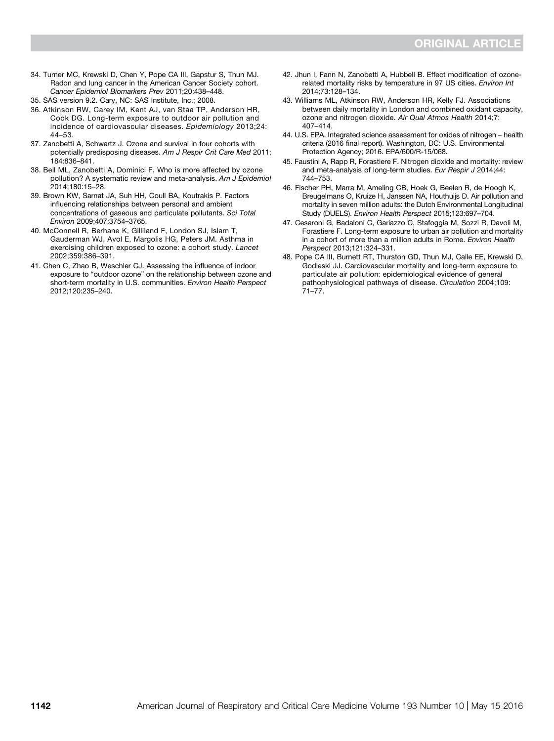34. Turner MC, Krewski D, Chen Y, Pope CA III, Gapstur S, Thun MJ. Radon and lung cancer in the American Cancer Society cohort. *Cancer Epidemiol Biomarkers Prev* 2011;20:438–448.
35. SAS version 9.2. Cary, NC: SAS Institute, Inc.; 2008.
36. Atkinson RW, Carey IM, Kent AJ, van Staa TP, Anderson HR, Cook DG. Long-term exposure to outdoor air pollution and incidence of cardiovascular diseases. *Epidemiology* 2013;24: 44–53.
37. Zanobetti A, Schwartz J. Ozone and survival in four cohorts with potentially predisposing diseases. *Am J Respir Crit Care Med* 2011; 184:836–841.
38. Bell ML, Zanobetti A, Dominici F. Who is more affected by ozone pollution? A systematic review and meta-analysis. *Am J Epidemiol* 2014;180:15–28.
39. Brown KW, Sarnat JA, Suh HH, Coull BA, Koutrakis P. Factors influencing relationships between personal and ambient concentrations of gaseous and particulate pollutants. *Sci Total Environ* 2009;407:3754–3765.
40. McConnell R, Berhane K, Gilliland F, London SJ, Islam T, Gauderman WJ, Avol E, Margolis HG, Peters JM. Asthma in exercising children exposed to ozone: a cohort study. *Lancet* 2002;359:386–391.
41. Chen C, Zhao B, Weschler CJ. Assessing the influence of indoor exposure to "outdoor ozone" on the relationship between ozone and short-term mortality in U.S. communities. *Environ Health Perspect* 2012;120:235–240.
42. Jhun I, Fann N, Zanobetti A, Hubbell B. Effect modification of ozone-related mortality risks by temperature in 97 US cities. *Environ Int* 2014;73:128–134.
43. Williams ML, Atkinson RW, Anderson HR, Kelly FJ. Associations between daily mortality in London and combined oxidant capacity, ozone and nitrogen dioxide. *Air Qual Atmos Health* 2014;7: 407–414.
44. U.S. EPA. Integrated science assessment for oxides of nitrogen – health criteria (2016 final report). Washington, DC: U.S. Environmental Protection Agency; 2016. EPA/600/R-15/068.
45. Faustini A, Rapp R, Forastiere F. Nitrogen dioxide and mortality: review and meta-analysis of long-term studies. *Eur Respir J* 2014;44: 744–753.
46. Fischer PH, Marra M, Ameling CB, Hoek G, Beelen R, de Hoogh K, Breugelmans O, Kruize H, Janssen NA, Houthuijs D. Air pollution and mortality in seven million adults: the Dutch Environmental Longitudinal Study (DUELS). *Environ Health Perspect* 2015;123:697–704.
47. Cesaroni G, Badaloni C, Gariazzo C, Stafoggia M, Sozzi R, Davoli M, Forastiere F. Long-term exposure to urban air pollution and mortality in a cohort of more than a million adults in Rome. *Environ Health Perspect* 2013;121:324–331.
48. Pope CA III, Burnett RT, Thurston GD, Thun MJ, Calle EE, Krewski D, Godleski JJ. Cardiovascular mortality and long-term exposure to particulate air pollution: epidemiological evidence of general pathophysiological pathways of disease. *Circulation* 2004;109: 71–77.